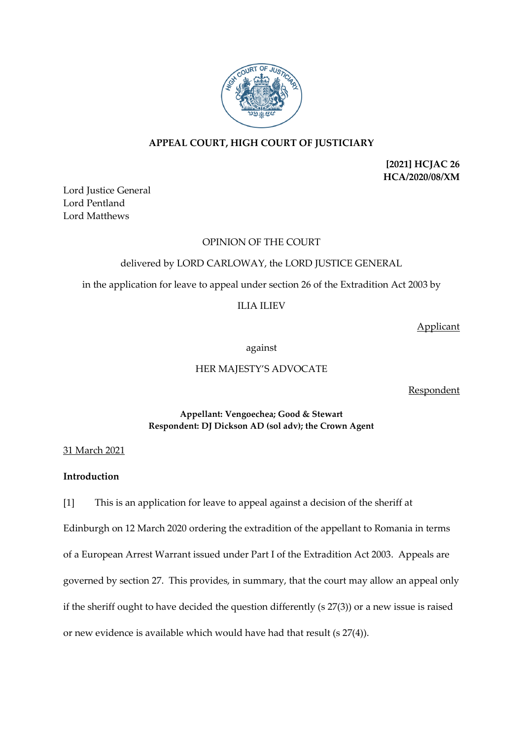**APPEAL COURT, HIGH COURT OF JUSTICIARY**

**[2021] HCJAC 26**
**HCA/2020/08/XM**

Lord Justice General
Lord Pentland
Lord Matthews

OPINION OF THE COURT

delivered by LORD CARLOWAY, the LORD JUSTICE GENERAL

in the application for leave to appeal under section 26 of the Extradition Act 2003 by

ILIA ILIEV

Applicant

against

HER MAJESTY'S ADVOCATE

Respondent

**Appellant: Vengoechea; Good & Stewart**
**Respondent: DJ Dickson AD (sol adv); the Crown Agent**

31 March 2021

**Introduction**

[1] This is an application for leave to appeal against a decision of the sheriff at Edinburgh on 12 March 2020 ordering the extradition of the appellant to Romania in terms of a European Arrest Warrant issued under Part I of the Extradition Act 2003. Appeals are governed by section 27. This provides, in summary, that the court may allow an appeal only if the sheriff ought to have decided the question differently (s 27(3)) or a new issue is raised or new evidence is available which would have had that result (s 27(4)).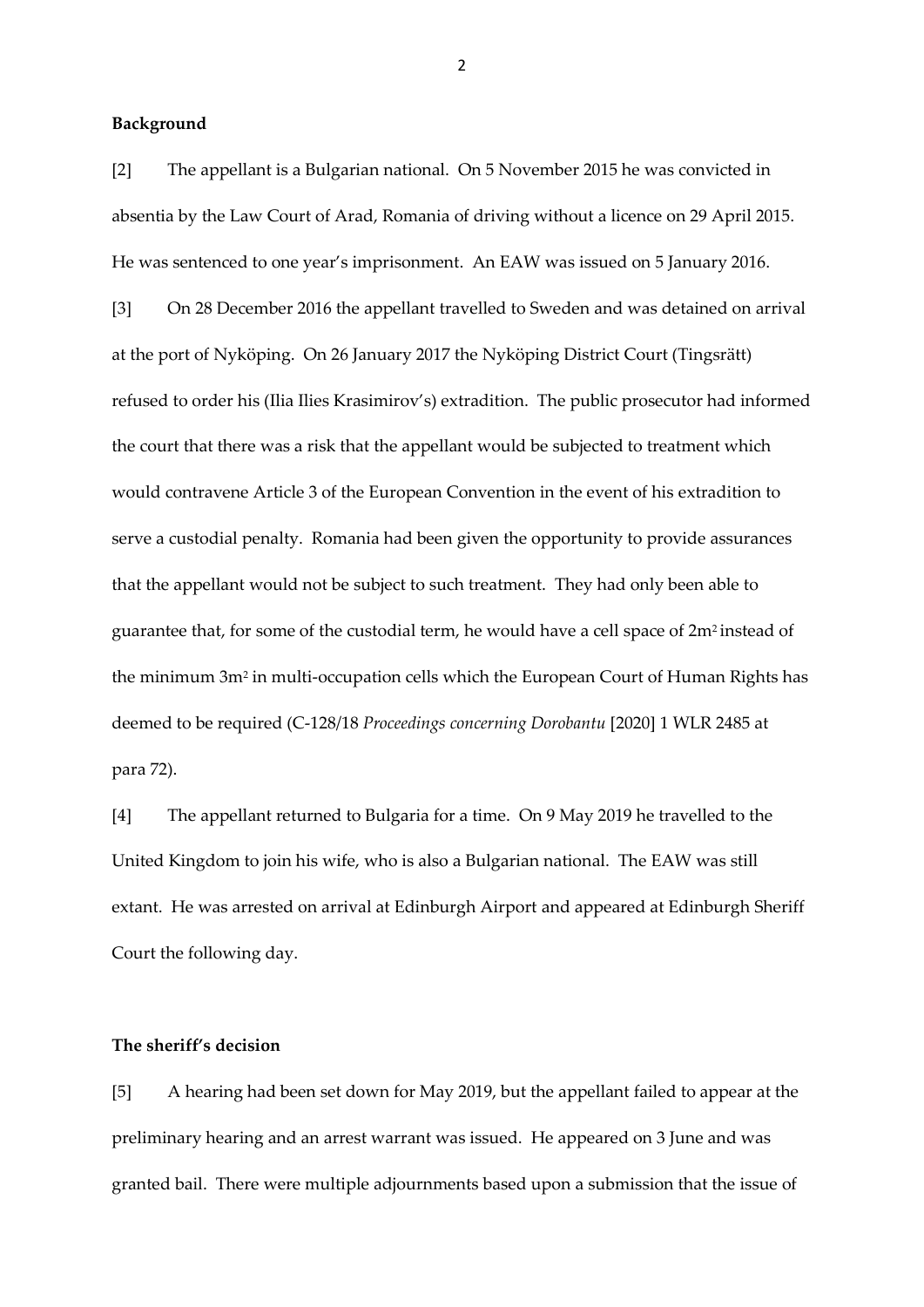**Background**

[2] The appellant is a Bulgarian national. On 5 November 2015 he was convicted in absentia by the Law Court of Arad, Romania of driving without a licence on 29 April 2015. He was sentenced to one year's imprisonment. An EAW was issued on 5 January 2016.

[3] On 28 December 2016 the appellant travelled to Sweden and was detained on arrival at the port of Nyköping. On 26 January 2017 the Nyköping District Court (Tingsrätt) refused to order his (Ilia Ilies Krasimirov's) extradition. The public prosecutor had informed the court that there was a risk that the appellant would be subjected to treatment which would contravene Article 3 of the European Convention in the event of his extradition to serve a custodial penalty. Romania had been given the opportunity to provide assurances that the appellant would not be subject to such treatment. They had only been able to guarantee that, for some of the custodial term, he would have a cell space of $2m^2$ instead of the minimum $3m^2$ in multi-occupation cells which the European Court of Human Rights has deemed to be required (C-128/18 *Proceedings concerning Dorobantu* [2020] 1 WLR 2485 at para 72).

[4] The appellant returned to Bulgaria for a time. On 9 May 2019 he travelled to the United Kingdom to join his wife, who is also a Bulgarian national. The EAW was still extant. He was arrested on arrival at Edinburgh Airport and appeared at Edinburgh Sheriff Court the following day.

**The sheriff's decision**

[5] A hearing had been set down for May 2019, but the appellant failed to appear at the preliminary hearing and an arrest warrant was issued. He appeared on 3 June and was granted bail. There were multiple adjournments based upon a submission that the issue of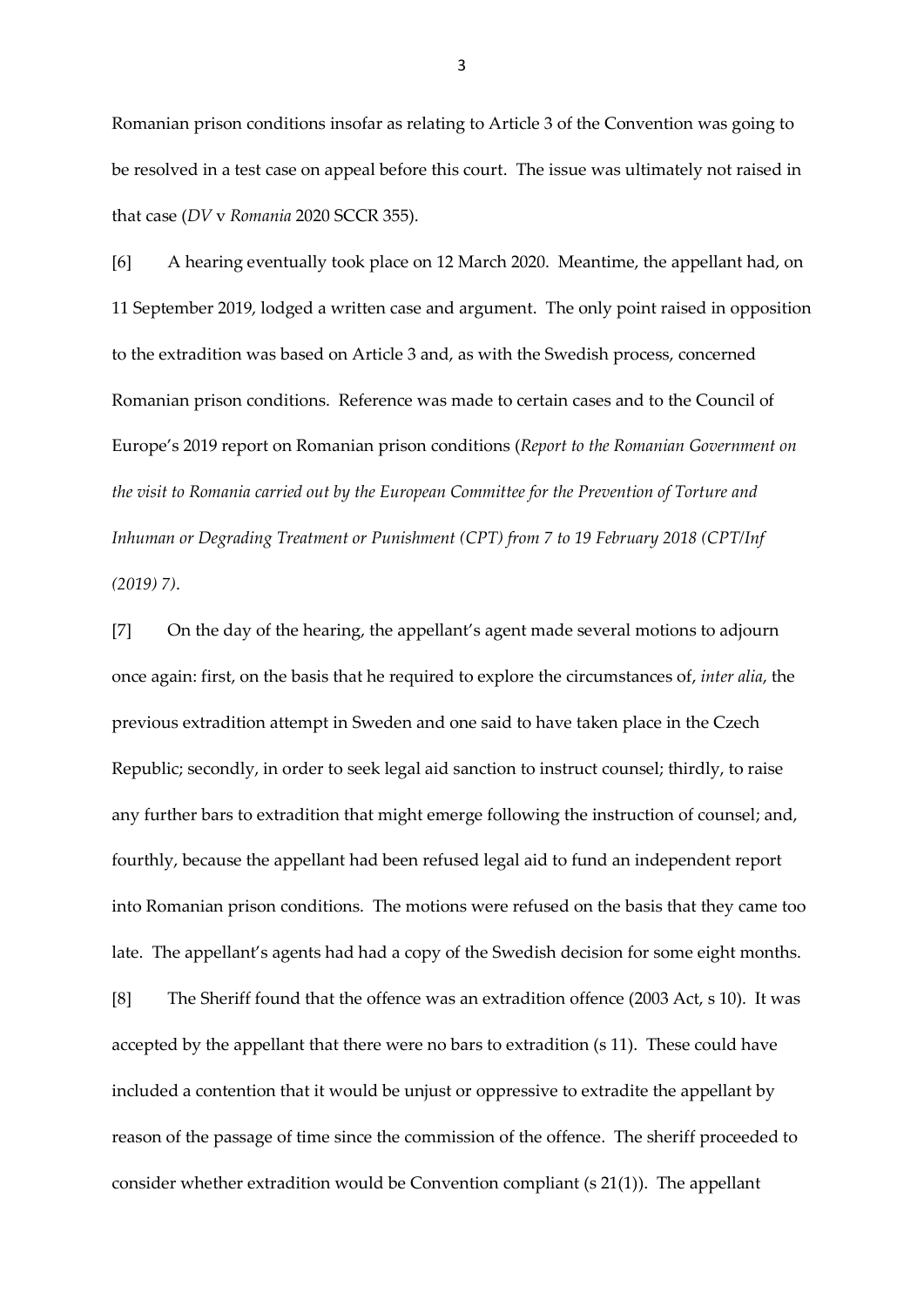Romanian prison conditions insofar as relating to Article 3 of the Convention was going to be resolved in a test case on appeal before this court. The issue was ultimately not raised in that case (*DV* v *Romania* 2020 SCCR 355).

[6] A hearing eventually took place on 12 March 2020. Meantime, the appellant had, on 11 September 2019, lodged a written case and argument. The only point raised in opposition to the extradition was based on Article 3 and, as with the Swedish process, concerned Romanian prison conditions. Reference was made to certain cases and to the Council of Europe's 2019 report on Romanian prison conditions (*Report to the Romanian Government on the visit to Romania carried out by the European Committee for the Prevention of Torture and Inhuman or Degrading Treatment or Punishment (CPT) from 7 to 19 February 2018 (CPT/Inf (2019) 7)*.

[7] On the day of the hearing, the appellant's agent made several motions to adjourn once again: first, on the basis that he required to explore the circumstances of, *inter alia*, the previous extradition attempt in Sweden and one said to have taken place in the Czech Republic; secondly, in order to seek legal aid sanction to instruct counsel; thirdly, to raise any further bars to extradition that might emerge following the instruction of counsel; and, fourthly, because the appellant had been refused legal aid to fund an independent report into Romanian prison conditions. The motions were refused on the basis that they came too late. The appellant's agents had had a copy of the Swedish decision for some eight months.

[8] The Sheriff found that the offence was an extradition offence (2003 Act, s 10). It was accepted by the appellant that there were no bars to extradition (s 11). These could have included a contention that it would be unjust or oppressive to extradite the appellant by reason of the passage of time since the commission of the offence. The sheriff proceeded to consider whether extradition would be Convention compliant (s 21(1)). The appellant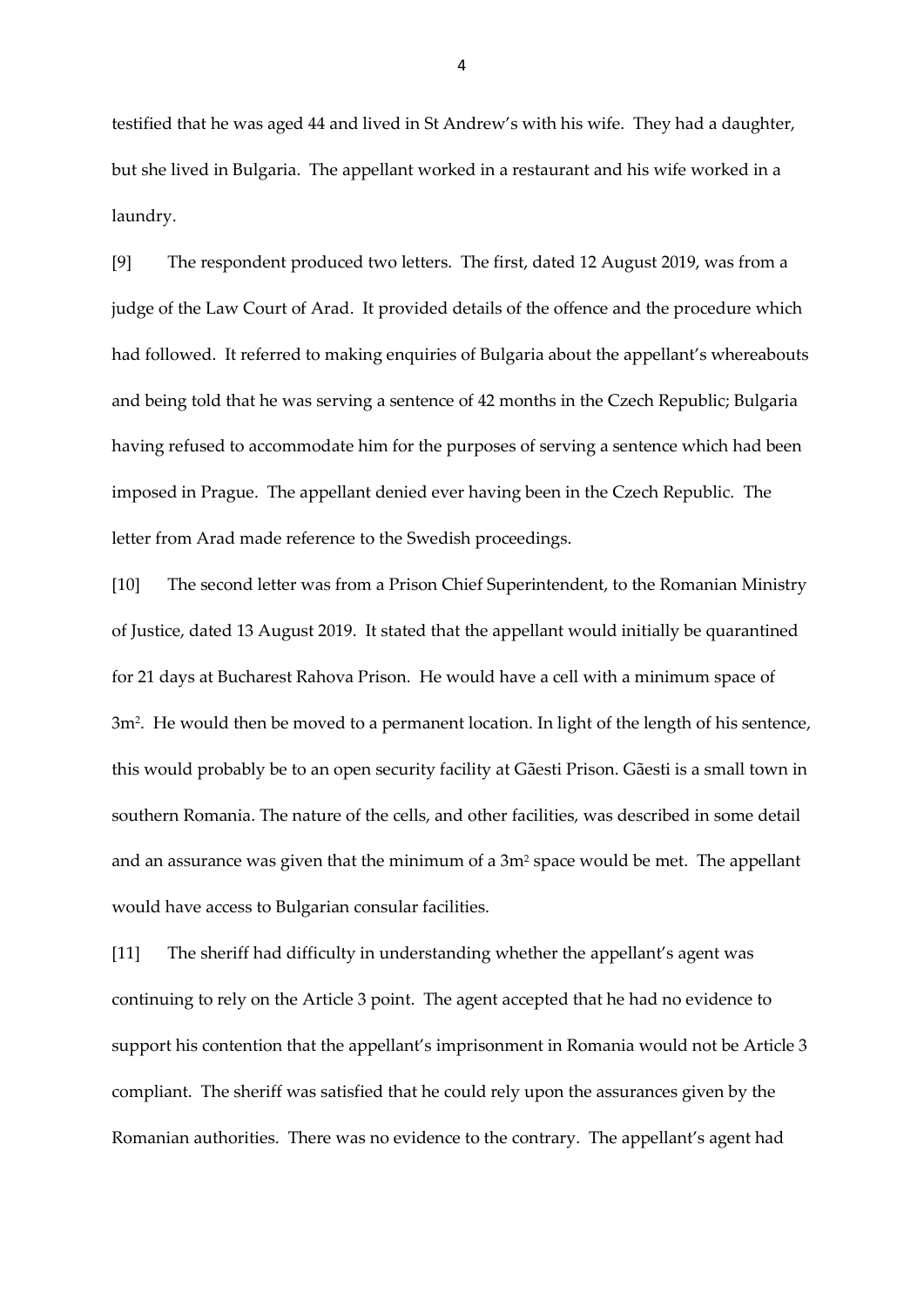testified that he was aged 44 and lived in St Andrew's with his wife. They had a daughter, but she lived in Bulgaria. The appellant worked in a restaurant and his wife worked in a laundry.

[9] The respondent produced two letters. The first, dated 12 August 2019, was from a judge of the Law Court of Arad. It provided details of the offence and the procedure which had followed. It referred to making enquiries of Bulgaria about the appellant's whereabouts and being told that he was serving a sentence of 42 months in the Czech Republic; Bulgaria having refused to accommodate him for the purposes of serving a sentence which had been imposed in Prague. The appellant denied ever having been in the Czech Republic. The letter from Arad made reference to the Swedish proceedings.

[10] The second letter was from a Prison Chief Superintendent, to the Romanian Ministry of Justice, dated 13 August 2019. It stated that the appellant would initially be quarantined for 21 days at Bucharest Rahova Prison. He would have a cell with a minimum space of $3m^2$. He would then be moved to a permanent location. In light of the length of his sentence, this would probably be to an open security facility at Gãesti Prison. Gãesti is a small town in southern Romania. The nature of the cells, and other facilities, was described in some detail and an assurance was given that the minimum of a $3m^2$ space would be met. The appellant would have access to Bulgarian consular facilities.

[11] The sheriff had difficulty in understanding whether the appellant's agent was continuing to rely on the Article 3 point. The agent accepted that he had no evidence to support his contention that the appellant's imprisonment in Romania would not be Article 3 compliant. The sheriff was satisfied that he could rely upon the assurances given by the Romanian authorities. There was no evidence to the contrary. The appellant's agent had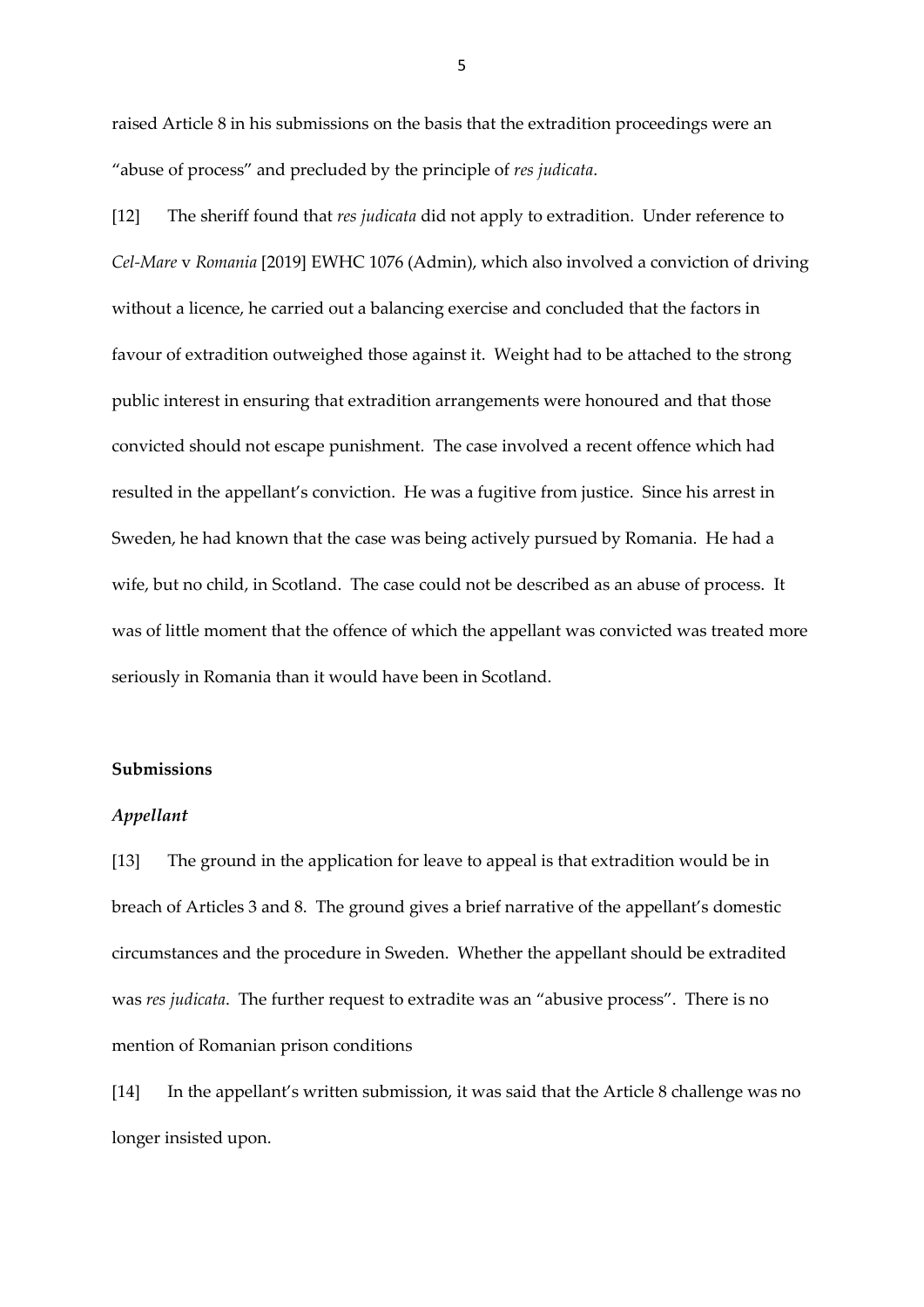raised Article 8 in his submissions on the basis that the extradition proceedings were an "abuse of process" and precluded by the principle of *res judicata*.

[12] The sheriff found that *res judicata* did not apply to extradition. Under reference to *Cel-Mare* v *Romania* [2019] EWHC 1076 (Admin), which also involved a conviction of driving without a licence, he carried out a balancing exercise and concluded that the factors in favour of extradition outweighed those against it. Weight had to be attached to the strong public interest in ensuring that extradition arrangements were honoured and that those convicted should not escape punishment. The case involved a recent offence which had resulted in the appellant's conviction. He was a fugitive from justice. Since his arrest in Sweden, he had known that the case was being actively pursued by Romania. He had a wife, but no child, in Scotland. The case could not be described as an abuse of process. It was of little moment that the offence of which the appellant was convicted was treated more seriously in Romania than it would have been in Scotland.

## Submissions

### *Appellant*

[13] The ground in the application for leave to appeal is that extradition would be in breach of Articles 3 and 8. The ground gives a brief narrative of the appellant's domestic circumstances and the procedure in Sweden. Whether the appellant should be extradited was *res judicata*. The further request to extradite was an "abusive process". There is no mention of Romanian prison conditions

[14] In the appellant's written submission, it was said that the Article 8 challenge was no longer insisted upon.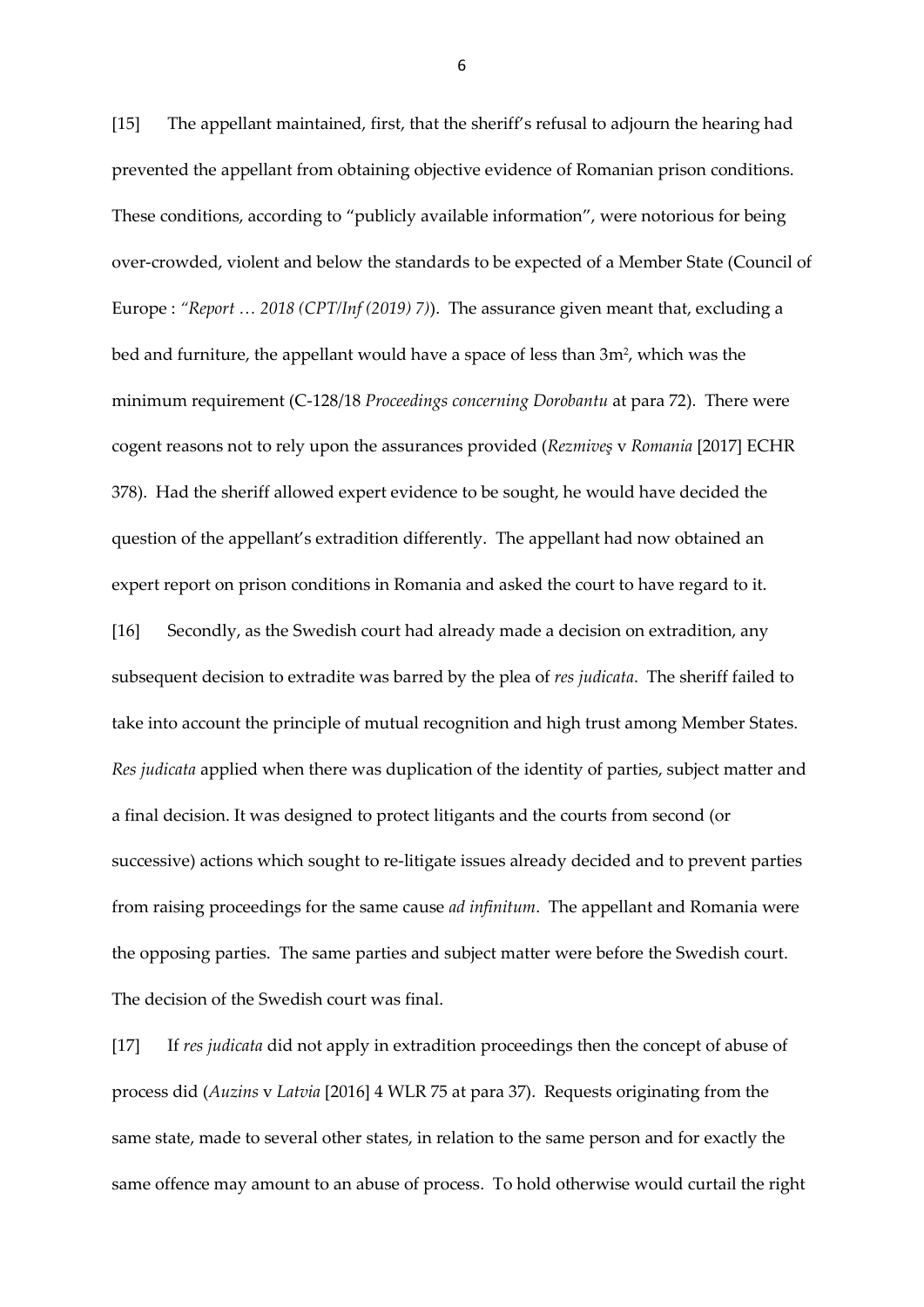[15] The appellant maintained, first, that the sheriff's refusal to adjourn the hearing had prevented the appellant from obtaining objective evidence of Romanian prison conditions. These conditions, according to "publicly available information", were notorious for being over-crowded, violent and below the standards to be expected of a Member State (Council of Europe : *"Report … 2018 (CPT/Inf (2019) 7)*). The assurance given meant that, excluding a bed and furniture, the appellant would have a space of less than 3m$^2$, which was the minimum requirement (C-128/18 *Proceedings concerning Dorobantu* at para 72). There were cogent reasons not to rely upon the assurances provided (*Rezmiveş* v *Romania* [2017] ECHR 378). Had the sheriff allowed expert evidence to be sought, he would have decided the question of the appellant's extradition differently. The appellant had now obtained an expert report on prison conditions in Romania and asked the court to have regard to it.

[16] Secondly, as the Swedish court had already made a decision on extradition, any subsequent decision to extradite was barred by the plea of *res judicata*. The sheriff failed to take into account the principle of mutual recognition and high trust among Member States. *Res judicata* applied when there was duplication of the identity of parties, subject matter and a final decision. It was designed to protect litigants and the courts from second (or successive) actions which sought to re-litigate issues already decided and to prevent parties from raising proceedings for the same cause *ad infinitum*. The appellant and Romania were the opposing parties. The same parties and subject matter were before the Swedish court. The decision of the Swedish court was final.

[17] If *res judicata* did not apply in extradition proceedings then the concept of abuse of process did (*Auzins* v *Latvia* [2016] 4 WLR 75 at para 37). Requests originating from the same state, made to several other states, in relation to the same person and for exactly the same offence may amount to an abuse of process. To hold otherwise would curtail the right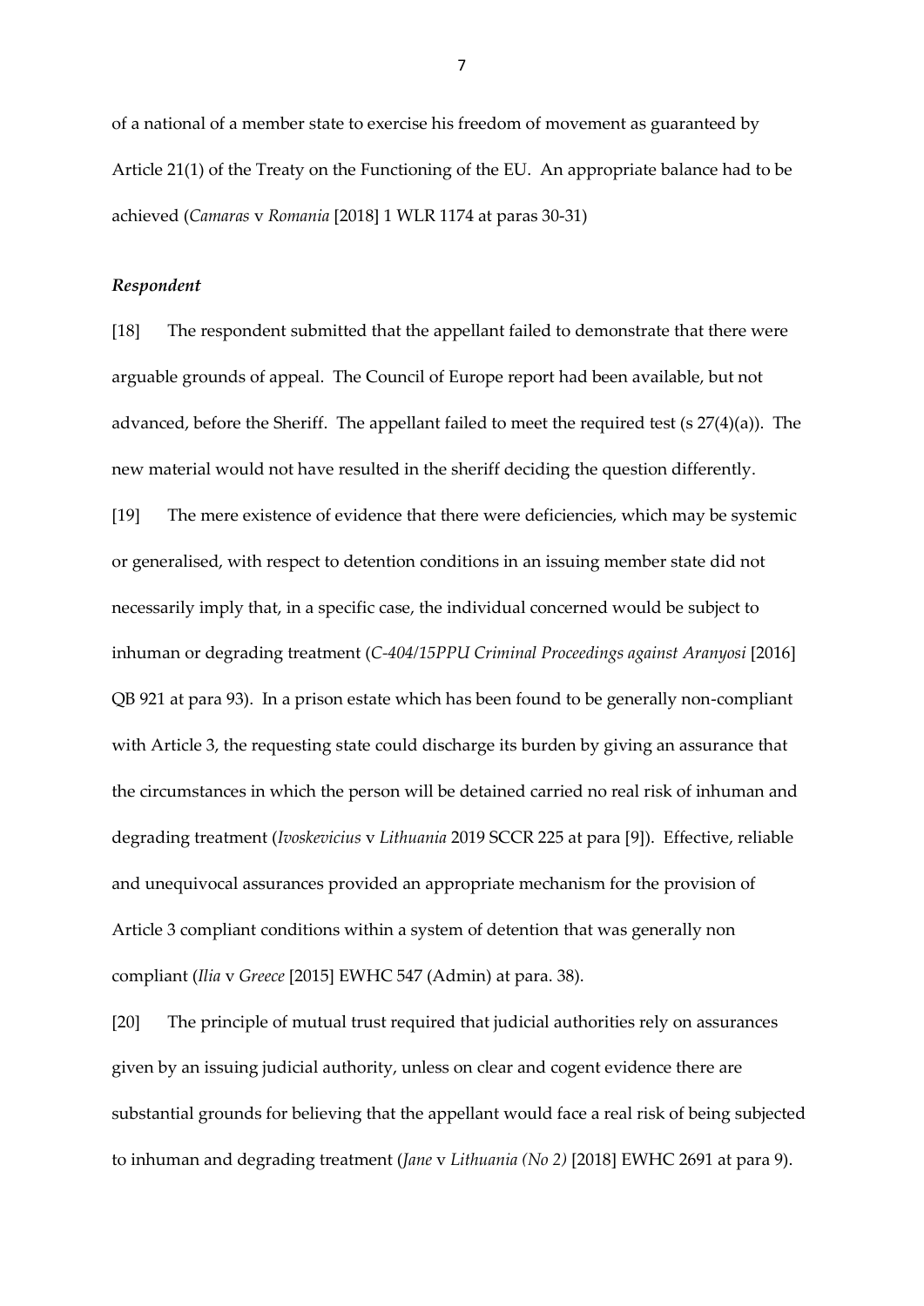of a national of a member state to exercise his freedom of movement as guaranteed by Article 21(1) of the Treaty on the Functioning of the EU. An appropriate balance had to be achieved (*Camaras* v *Romania* [2018] 1 WLR 1174 at paras 30-31)

### *Respondent*

[18] The respondent submitted that the appellant failed to demonstrate that there were arguable grounds of appeal. The Council of Europe report had been available, but not advanced, before the Sheriff. The appellant failed to meet the required test (s 27(4)(a)). The new material would not have resulted in the sheriff deciding the question differently.

[19] The mere existence of evidence that there were deficiencies, which may be systemic or generalised, with respect to detention conditions in an issuing member state did not necessarily imply that, in a specific case, the individual concerned would be subject to inhuman or degrading treatment (*C-404/15PPU Criminal Proceedings against Aranyosi* [2016] QB 921 at para 93). In a prison estate which has been found to be generally non-compliant with Article 3, the requesting state could discharge its burden by giving an assurance that the circumstances in which the person will be detained carried no real risk of inhuman and degrading treatment (*Ivoskevicius* v *Lithuania* 2019 SCCR 225 at para [9]). Effective, reliable and unequivocal assurances provided an appropriate mechanism for the provision of Article 3 compliant conditions within a system of detention that was generally non compliant (*Ilia* v *Greece* [2015] EWHC 547 (Admin) at para. 38).

[20] The principle of mutual trust required that judicial authorities rely on assurances given by an issuing judicial authority, unless on clear and cogent evidence there are substantial grounds for believing that the appellant would face a real risk of being subjected to inhuman and degrading treatment (*Jane* v *Lithuania (No 2)* [2018] EWHC 2691 at para 9).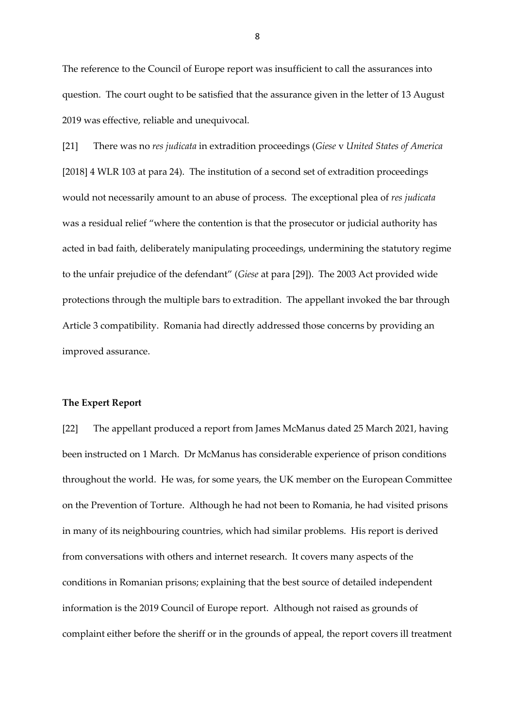The reference to the Council of Europe report was insufficient to call the assurances into question. The court ought to be satisfied that the assurance given in the letter of 13 August 2019 was effective, reliable and unequivocal.

[21] There was no *res judicata* in extradition proceedings (*Giese* v *United States of America* [2018] 4 WLR 103 at para 24). The institution of a second set of extradition proceedings would not necessarily amount to an abuse of process. The exceptional plea of *res judicata* was a residual relief "where the contention is that the prosecutor or judicial authority has acted in bad faith, deliberately manipulating proceedings, undermining the statutory regime to the unfair prejudice of the defendant" (*Giese* at para [29]). The 2003 Act provided wide protections through the multiple bars to extradition. The appellant invoked the bar through Article 3 compatibility. Romania had directly addressed those concerns by providing an improved assurance.

**The Expert Report**

[22] The appellant produced a report from James McManus dated 25 March 2021, having been instructed on 1 March. Dr McManus has considerable experience of prison conditions throughout the world. He was, for some years, the UK member on the European Committee on the Prevention of Torture. Although he had not been to Romania, he had visited prisons in many of its neighbouring countries, which had similar problems. His report is derived from conversations with others and internet research. It covers many aspects of the conditions in Romanian prisons; explaining that the best source of detailed independent information is the 2019 Council of Europe report. Although not raised as grounds of complaint either before the sheriff or in the grounds of appeal, the report covers ill treatment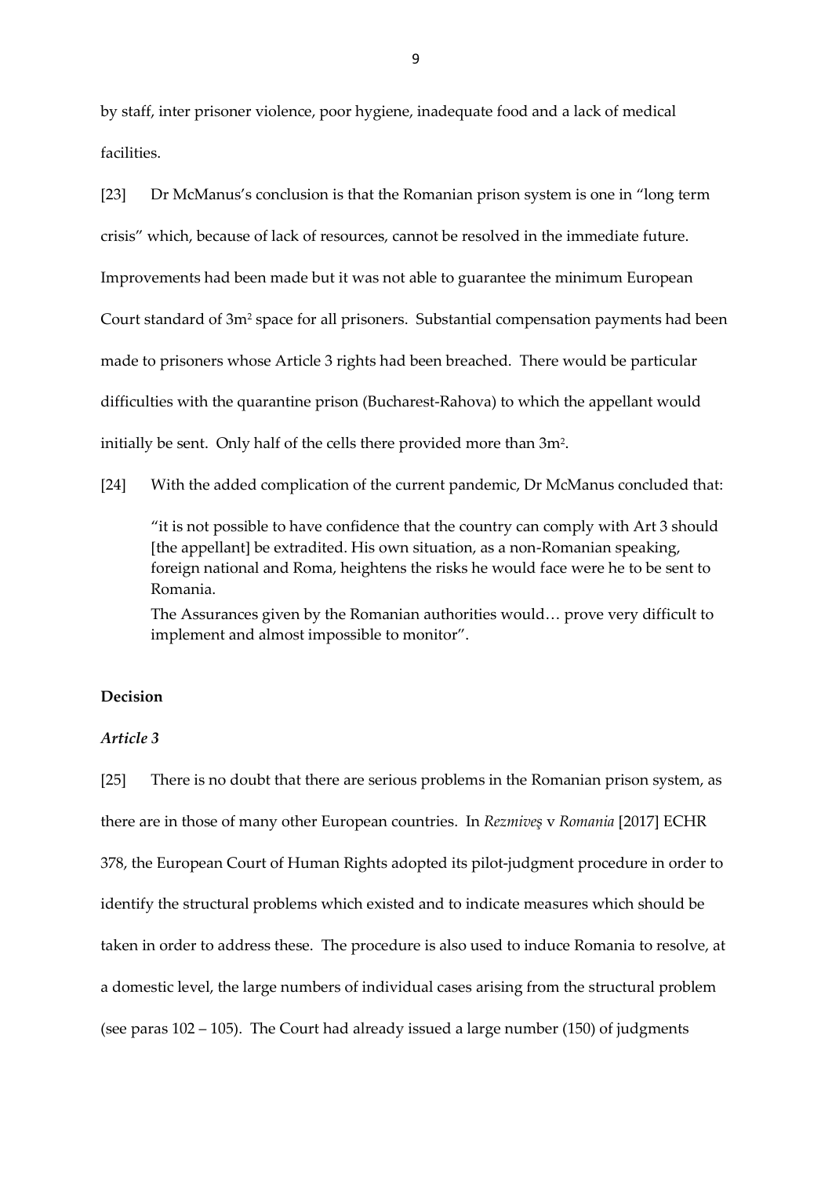by staff, inter prisoner violence, poor hygiene, inadequate food and a lack of medical facilities.

[23] Dr McManus's conclusion is that the Romanian prison system is one in "long term crisis" which, because of lack of resources, cannot be resolved in the immediate future. Improvements had been made but it was not able to guarantee the minimum European Court standard of $3m^2$ space for all prisoners. Substantial compensation payments had been made to prisoners whose Article 3 rights had been breached. There would be particular difficulties with the quarantine prison (Bucharest-Rahova) to which the appellant would initially be sent. Only half of the cells there provided more than $3m^2$.

[24] With the added complication of the current pandemic, Dr McManus concluded that:

> "it is not possible to have confidence that the country can comply with Art 3 should [the appellant] be extradited. His own situation, as a non-Romanian speaking, foreign national and Roma, heightens the risks he would face were he to be sent to Romania.
>
> The Assurances given by the Romanian authorities would… prove very difficult to implement and almost impossible to monitor".

## Decision

### *Article 3*

[25] There is no doubt that there are serious problems in the Romanian prison system, as there are in those of many other European countries. In *Rezmiveş* v *Romania* [2017] ECHR 378, the European Court of Human Rights adopted its pilot-judgment procedure in order to identify the structural problems which existed and to indicate measures which should be taken in order to address these. The procedure is also used to induce Romania to resolve, at a domestic level, the large numbers of individual cases arising from the structural problem (see paras 102 – 105). The Court had already issued a large number (150) of judgments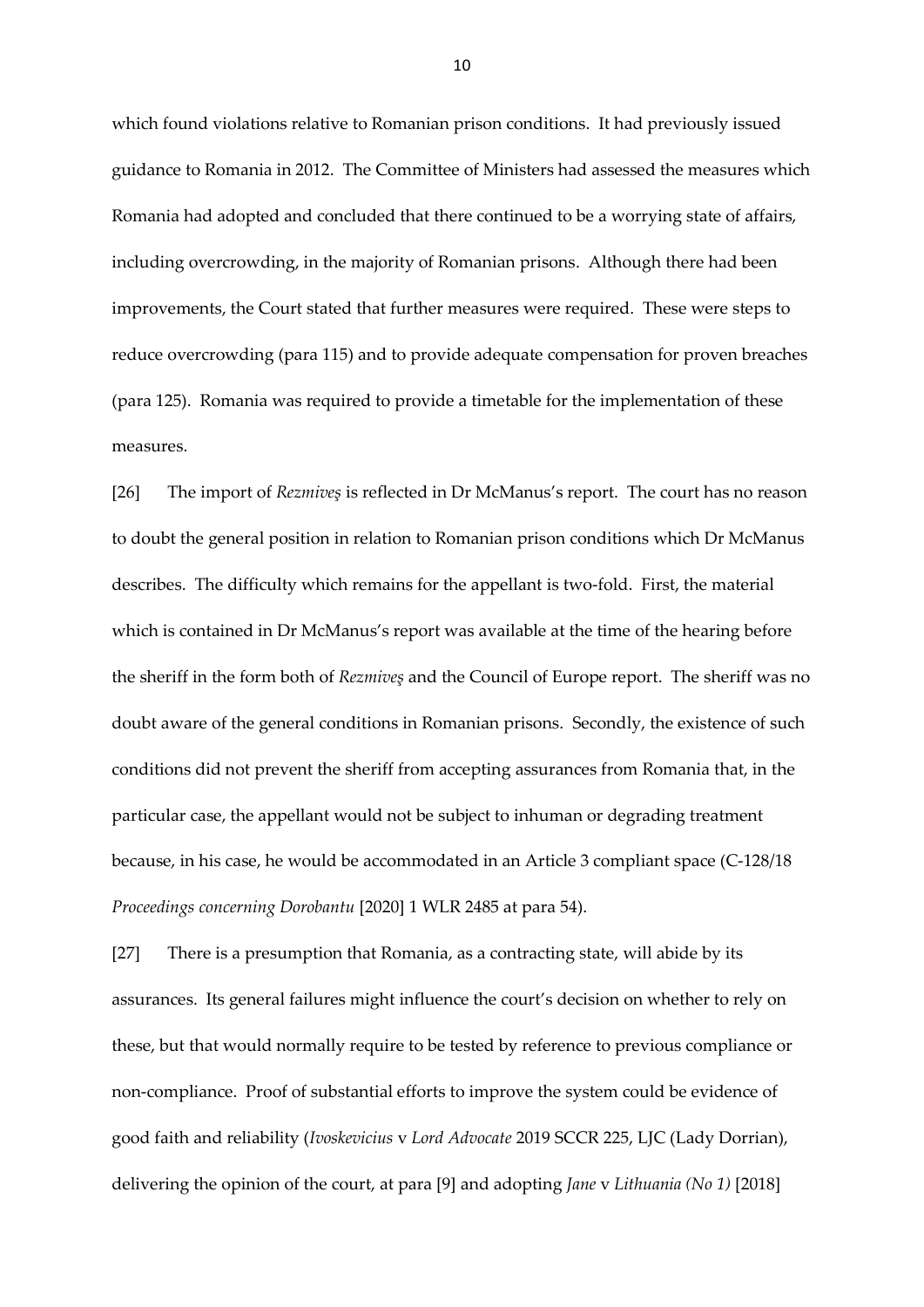which found violations relative to Romanian prison conditions. It had previously issued guidance to Romania in 2012. The Committee of Ministers had assessed the measures which Romania had adopted and concluded that there continued to be a worrying state of affairs, including overcrowding, in the majority of Romanian prisons. Although there had been improvements, the Court stated that further measures were required. These were steps to reduce overcrowding (para 115) and to provide adequate compensation for proven breaches (para 125). Romania was required to provide a timetable for the implementation of these measures.

[26] The import of *Rezmiveş* is reflected in Dr McManus's report. The court has no reason to doubt the general position in relation to Romanian prison conditions which Dr McManus describes. The difficulty which remains for the appellant is two-fold. First, the material which is contained in Dr McManus's report was available at the time of the hearing before the sheriff in the form both of *Rezmiveş* and the Council of Europe report. The sheriff was no doubt aware of the general conditions in Romanian prisons. Secondly, the existence of such conditions did not prevent the sheriff from accepting assurances from Romania that, in the particular case, the appellant would not be subject to inhuman or degrading treatment because, in his case, he would be accommodated in an Article 3 compliant space (C-128/18 *Proceedings concerning Dorobantu* [2020] 1 WLR 2485 at para 54).

[27] There is a presumption that Romania, as a contracting state, will abide by its assurances. Its general failures might influence the court's decision on whether to rely on these, but that would normally require to be tested by reference to previous compliance or non-compliance. Proof of substantial efforts to improve the system could be evidence of good faith and reliability (*Ivoskevicius* v *Lord Advocate* 2019 SCCR 225, LJC (Lady Dorrian), delivering the opinion of the court, at para [9] and adopting *Jane* v *Lithuania (No 1)* [2018]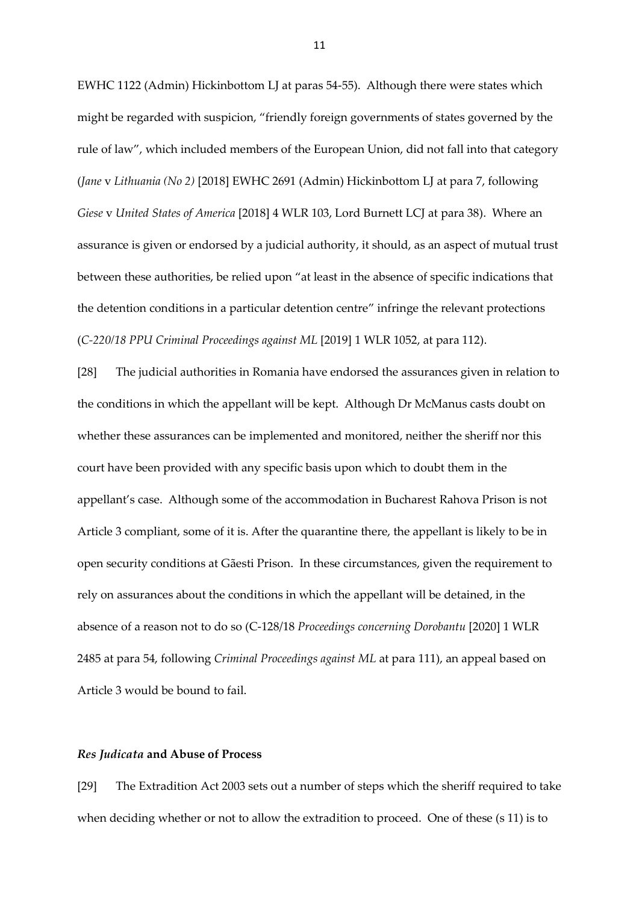EWHC 1122 (Admin) Hickinbottom LJ at paras 54-55). Although there were states which might be regarded with suspicion, "friendly foreign governments of states governed by the rule of law", which included members of the European Union, did not fall into that category (*Jane* v *Lithuania (No 2)* [2018] EWHC 2691 (Admin) Hickinbottom LJ at para 7, following *Giese* v *United States of America* [2018] 4 WLR 103, Lord Burnett LCJ at para 38). Where an assurance is given or endorsed by a judicial authority, it should, as an aspect of mutual trust between these authorities, be relied upon "at least in the absence of specific indications that the detention conditions in a particular detention centre" infringe the relevant protections (*C-220/18 PPU Criminal Proceedings against ML* [2019] 1 WLR 1052, at para 112).

[28] The judicial authorities in Romania have endorsed the assurances given in relation to the conditions in which the appellant will be kept. Although Dr McManus casts doubt on whether these assurances can be implemented and monitored, neither the sheriff nor this court have been provided with any specific basis upon which to doubt them in the appellant's case. Although some of the accommodation in Bucharest Rahova Prison is not Article 3 compliant, some of it is. After the quarantine there, the appellant is likely to be in open security conditions at Gãesti Prison. In these circumstances, given the requirement to rely on assurances about the conditions in which the appellant will be detained, in the absence of a reason not to do so (C-128/18 *Proceedings concerning Dorobantu* [2020] 1 WLR 2485 at para 54, following *Criminal Proceedings against ML* at para 111), an appeal based on Article 3 would be bound to fail.

### *Res Judicata* and Abuse of Process

[29] The Extradition Act 2003 sets out a number of steps which the sheriff required to take when deciding whether or not to allow the extradition to proceed. One of these (s 11) is to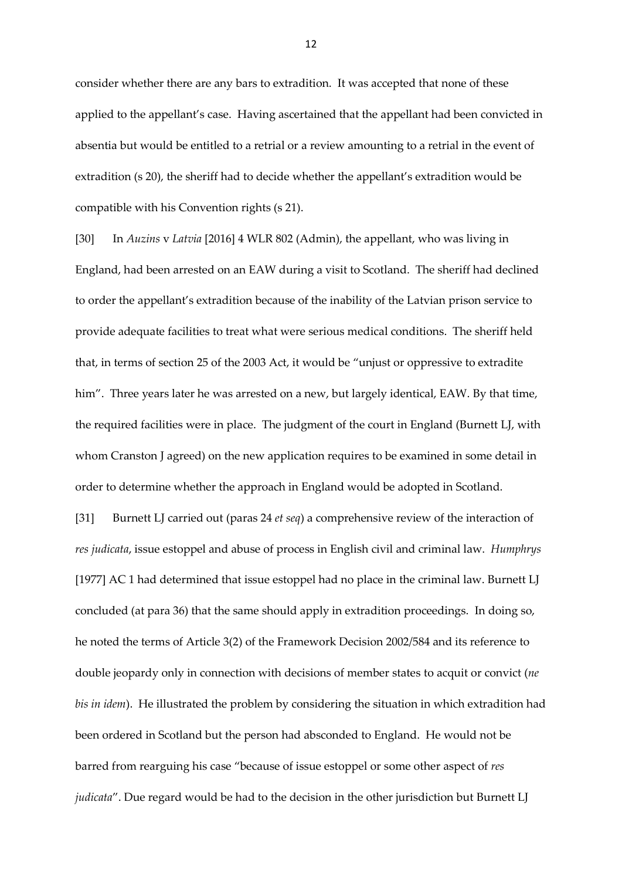consider whether there are any bars to extradition. It was accepted that none of these applied to the appellant's case. Having ascertained that the appellant had been convicted in absentia but would be entitled to a retrial or a review amounting to a retrial in the event of extradition (s 20), the sheriff had to decide whether the appellant's extradition would be compatible with his Convention rights (s 21).

[30] In *Auzins* v *Latvia* [2016] 4 WLR 802 (Admin), the appellant, who was living in England, had been arrested on an EAW during a visit to Scotland. The sheriff had declined to order the appellant's extradition because of the inability of the Latvian prison service to provide adequate facilities to treat what were serious medical conditions. The sheriff held that, in terms of section 25 of the 2003 Act, it would be "unjust or oppressive to extradite him". Three years later he was arrested on a new, but largely identical, EAW. By that time, the required facilities were in place. The judgment of the court in England (Burnett LJ, with whom Cranston J agreed) on the new application requires to be examined in some detail in order to determine whether the approach in England would be adopted in Scotland.

[31] Burnett LJ carried out (paras 24 *et seq*) a comprehensive review of the interaction of *res judicata*, issue estoppel and abuse of process in English civil and criminal law. *Humphrys* [1977] AC 1 had determined that issue estoppel had no place in the criminal law. Burnett LJ concluded (at para 36) that the same should apply in extradition proceedings. In doing so, he noted the terms of Article 3(2) of the Framework Decision 2002/584 and its reference to double jeopardy only in connection with decisions of member states to acquit or convict (*ne bis in idem*). He illustrated the problem by considering the situation in which extradition had been ordered in Scotland but the person had absconded to England. He would not be barred from rearguing his case "because of issue estoppel or some other aspect of *res judicata*". Due regard would be had to the decision in the other jurisdiction but Burnett LJ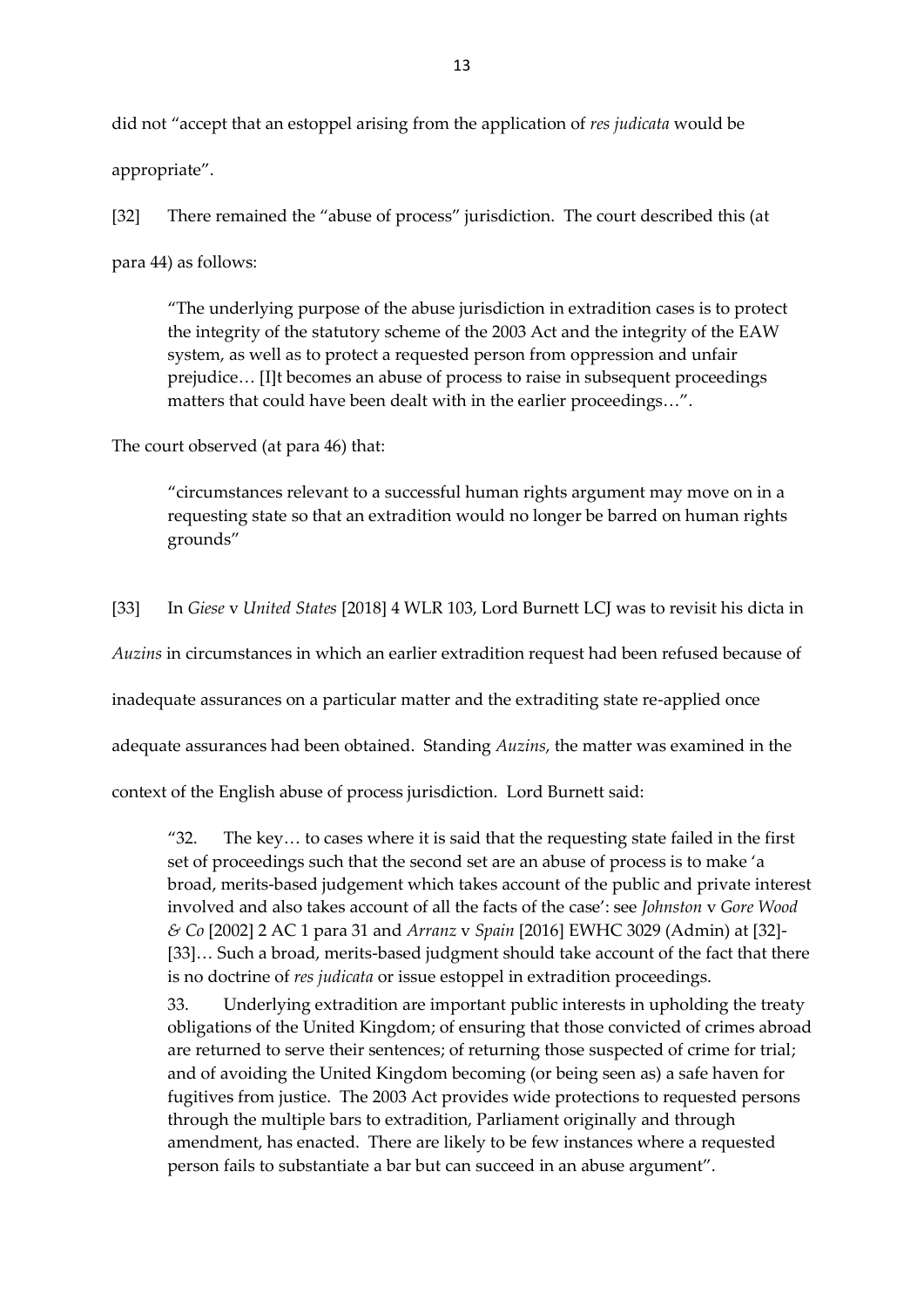did not "accept that an estoppel arising from the application of *res judicata* would be appropriate".

[32] There remained the "abuse of process" jurisdiction. The court described this (at para 44) as follows:

> "The underlying purpose of the abuse jurisdiction in extradition cases is to protect the integrity of the statutory scheme of the 2003 Act and the integrity of the EAW system, as well as to protect a requested person from oppression and unfair prejudice… [I]t becomes an abuse of process to raise in subsequent proceedings matters that could have been dealt with in the earlier proceedings…".

The court observed (at para 46) that:

> "circumstances relevant to a successful human rights argument may move on in a requesting state so that an extradition would no longer be barred on human rights grounds"

[33] In *Giese* v *United States* [2018] 4 WLR 103, Lord Burnett LCJ was to revisit his dicta in *Auzins* in circumstances in which an earlier extradition request had been refused because of inadequate assurances on a particular matter and the extraditing state re-applied once adequate assurances had been obtained. Standing *Auzins*, the matter was examined in the context of the English abuse of process jurisdiction. Lord Burnett said:

> "32. The key… to cases where it is said that the requesting state failed in the first set of proceedings such that the second set are an abuse of process is to make 'a broad, merits-based judgement which takes account of the public and private interest involved and also takes account of all the facts of the case': see *Johnston* v *Gore Wood & Co* [2002] 2 AC 1 para 31 and *Arranz* v *Spain* [2016] EWHC 3029 (Admin) at [32]-[33]… Such a broad, merits-based judgment should take account of the fact that there is no doctrine of *res judicata* or issue estoppel in extradition proceedings.
>
> 33. Underlying extradition are important public interests in upholding the treaty obligations of the United Kingdom; of ensuring that those convicted of crimes abroad are returned to serve their sentences; of returning those suspected of crime for trial; and of avoiding the United Kingdom becoming (or being seen as) a safe haven for fugitives from justice. The 2003 Act provides wide protections to requested persons through the multiple bars to extradition, Parliament originally and through amendment, has enacted. There are likely to be few instances where a requested person fails to substantiate a bar but can succeed in an abuse argument".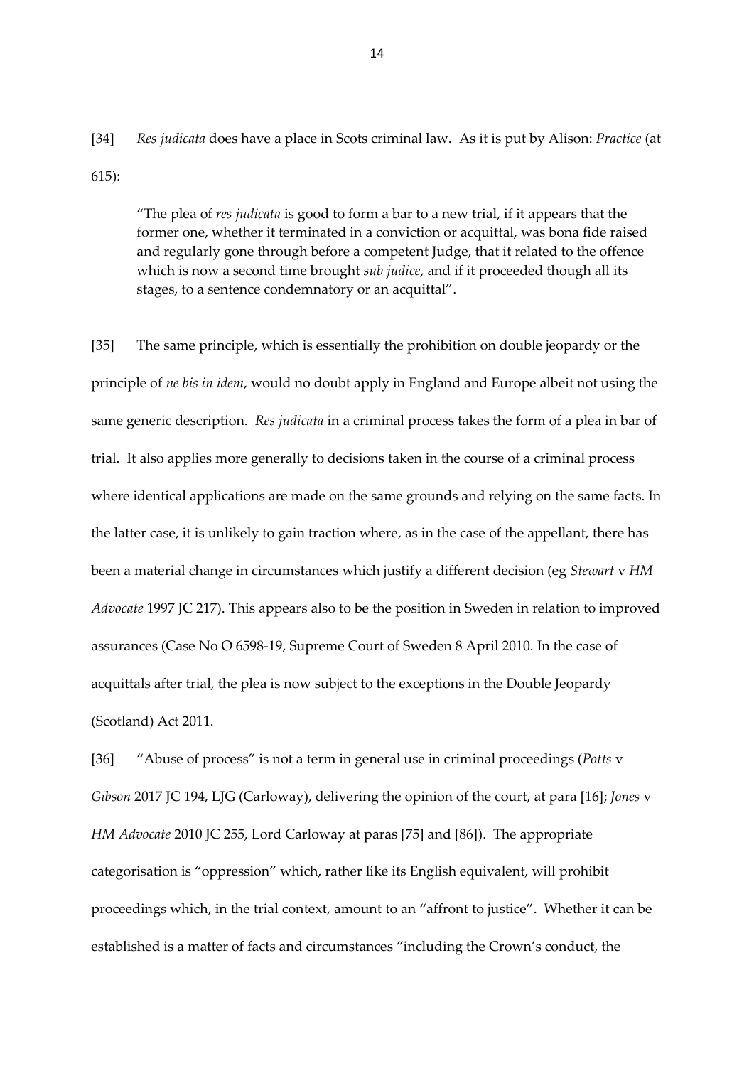[34] *Res judicata* does have a place in Scots criminal law. As it is put by Alison: *Practice* (at 615):

> "The plea of *res judicata* is good to form a bar to a new trial, if it appears that the former one, whether it terminated in a conviction or acquittal, was bona fide raised and regularly gone through before a competent Judge, that it related to the offence which is now a second time brought *sub judice*, and if it proceeded though all its stages, to a sentence condemnatory or an acquittal".

[35] The same principle, which is essentially the prohibition on double jeopardy or the principle of *ne bis in idem*, would no doubt apply in England and Europe albeit not using the same generic description. *Res judicata* in a criminal process takes the form of a plea in bar of trial. It also applies more generally to decisions taken in the course of a criminal process where identical applications are made on the same grounds and relying on the same facts. In the latter case, it is unlikely to gain traction where, as in the case of the appellant, there has been a material change in circumstances which justify a different decision (eg *Stewart* v *HM Advocate* 1997 JC 217). This appears also to be the position in Sweden in relation to improved assurances (Case No O 6598-19, Supreme Court of Sweden 8 April 2010. In the case of acquittals after trial, the plea is now subject to the exceptions in the Double Jeopardy (Scotland) Act 2011.

[36] "Abuse of process" is not a term in general use in criminal proceedings (*Potts* v *Gibson* 2017 JC 194, LJG (Carloway), delivering the opinion of the court, at para [16]; *Jones* v *HM Advocate* 2010 JC 255, Lord Carloway at paras [75] and [86]). The appropriate categorisation is "oppression" which, rather like its English equivalent, will prohibit proceedings which, in the trial context, amount to an "affront to justice". Whether it can be established is a matter of facts and circumstances "including the Crown's conduct, the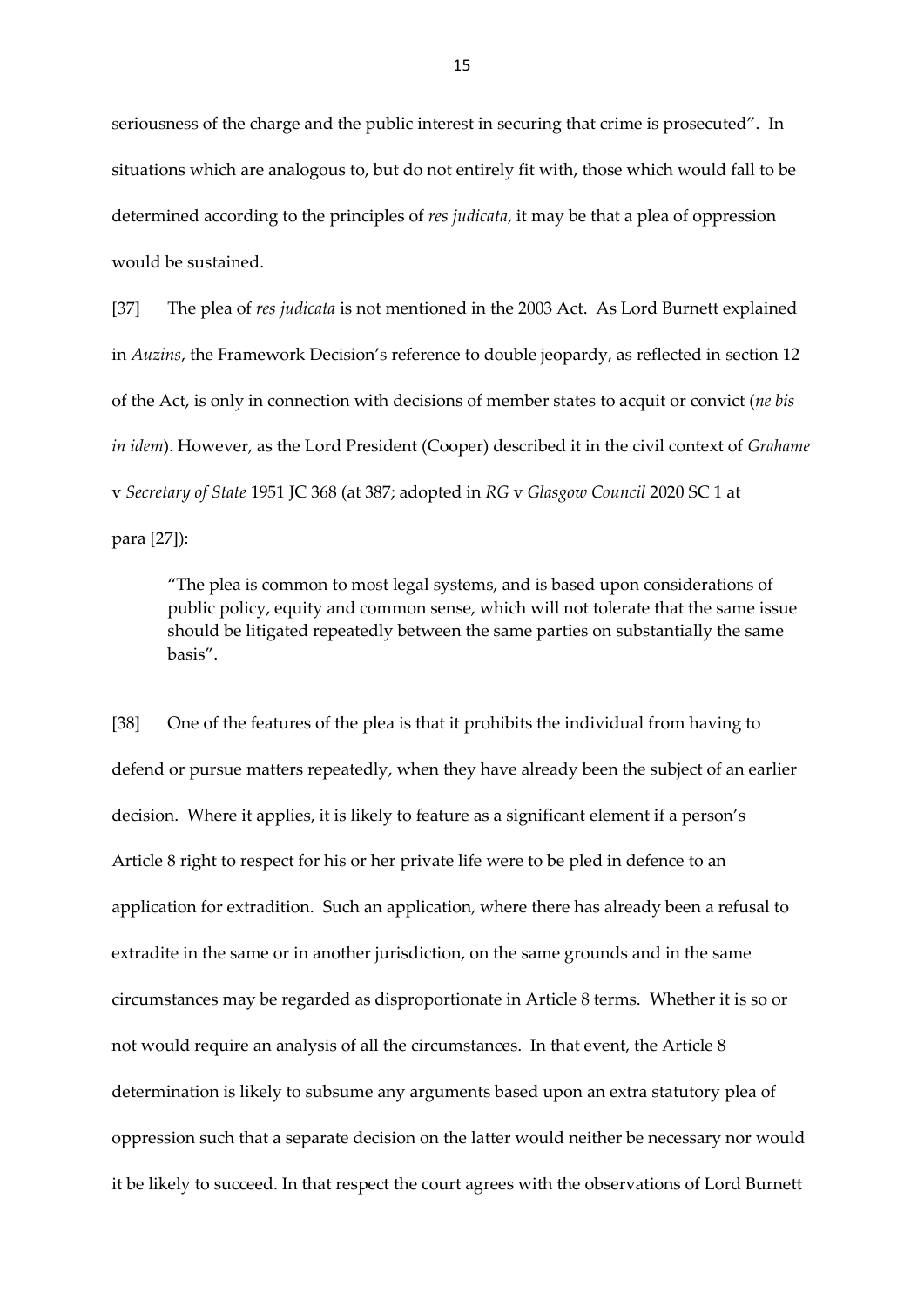seriousness of the charge and the public interest in securing that crime is prosecuted". In situations which are analogous to, but do not entirely fit with, those which would fall to be determined according to the principles of *res judicata*, it may be that a plea of oppression would be sustained.

[37] The plea of *res judicata* is not mentioned in the 2003 Act. As Lord Burnett explained in *Auzins*, the Framework Decision's reference to double jeopardy, as reflected in section 12 of the Act, is only in connection with decisions of member states to acquit or convict (*ne bis in idem*). However, as the Lord President (Cooper) described it in the civil context of *Grahame* v *Secretary of State* 1951 JC 368 (at 387; adopted in *RG* v *Glasgow Council* 2020 SC 1 at para [27]):

> "The plea is common to most legal systems, and is based upon considerations of public policy, equity and common sense, which will not tolerate that the same issue should be litigated repeatedly between the same parties on substantially the same basis".

[38] One of the features of the plea is that it prohibits the individual from having to defend or pursue matters repeatedly, when they have already been the subject of an earlier decision. Where it applies, it is likely to feature as a significant element if a person's Article 8 right to respect for his or her private life were to be pled in defence to an application for extradition. Such an application, where there has already been a refusal to extradite in the same or in another jurisdiction, on the same grounds and in the same circumstances may be regarded as disproportionate in Article 8 terms. Whether it is so or not would require an analysis of all the circumstances. In that event, the Article 8 determination is likely to subsume any arguments based upon an extra statutory plea of oppression such that a separate decision on the latter would neither be necessary nor would it be likely to succeed. In that respect the court agrees with the observations of Lord Burnett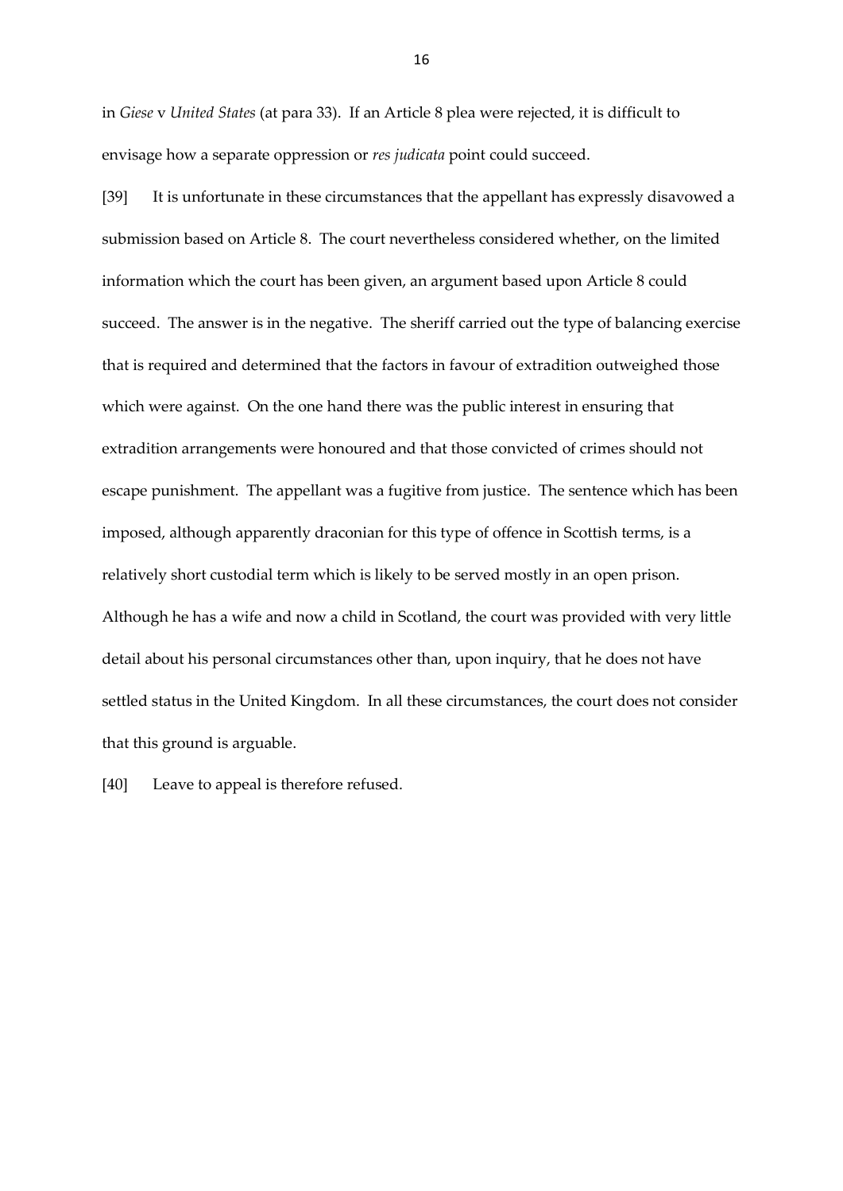in *Giese* v *United States* (at para 33). If an Article 8 plea were rejected, it is difficult to envisage how a separate oppression or *res judicata* point could succeed.

[39] It is unfortunate in these circumstances that the appellant has expressly disavowed a submission based on Article 8. The court nevertheless considered whether, on the limited information which the court has been given, an argument based upon Article 8 could succeed. The answer is in the negative. The sheriff carried out the type of balancing exercise that is required and determined that the factors in favour of extradition outweighed those which were against. On the one hand there was the public interest in ensuring that extradition arrangements were honoured and that those convicted of crimes should not escape punishment. The appellant was a fugitive from justice. The sentence which has been imposed, although apparently draconian for this type of offence in Scottish terms, is a relatively short custodial term which is likely to be served mostly in an open prison. Although he has a wife and now a child in Scotland, the court was provided with very little detail about his personal circumstances other than, upon inquiry, that he does not have settled status in the United Kingdom. In all these circumstances, the court does not consider that this ground is arguable.

[40] Leave to appeal is therefore refused.